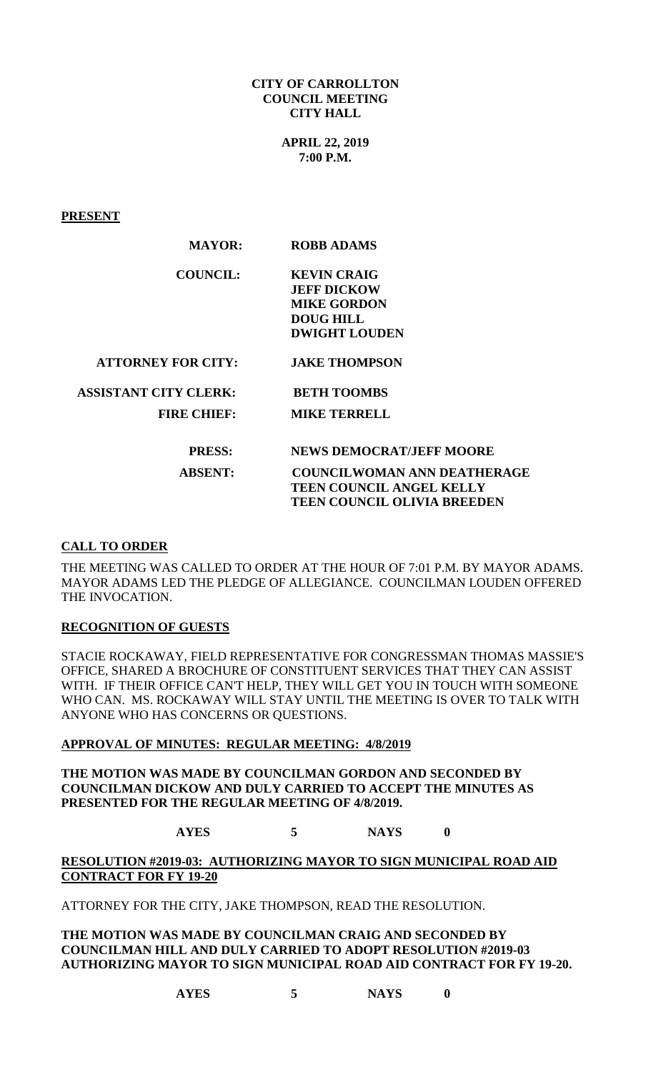**CITY OF CARROLLTON**
**COUNCIL MEETING**
**CITY HALL**

**APRIL 22, 2019**
**7:00 P.M.**

**PRESENT**

| | |
|---|---|
| **MAYOR:** | **ROBB ADAMS** |
| **COUNCIL:** | **KEVIN CRAIG**<br>**JEFF DICKOW**<br>**MIKE GORDON**<br>**DOUG HILL**<br>**DWIGHT LOUDEN** |
| **ATTORNEY FOR CITY:** | **JAKE THOMPSON** |
| **ASSISTANT CITY CLERK:** | **BETH TOOMBS** |
| **FIRE CHIEF:** | **MIKE TERRELL** |
| **PRESS:** | **NEWS DEMOCRAT/JEFF MOORE** |
| **ABSENT:** | **COUNCILWOMAN ANN DEATHERAGE**<br>**TEEN COUNCIL ANGEL KELLY**<br>**TEEN COUNCIL OLIVIA BREEDEN** |

**CALL TO ORDER**

THE MEETING WAS CALLED TO ORDER AT THE HOUR OF 7:01 P.M. BY MAYOR ADAMS. MAYOR ADAMS LED THE PLEDGE OF ALLEGIANCE. COUNCILMAN LOUDEN OFFERED THE INVOCATION.

**RECOGNITION OF GUESTS**

STACIE ROCKAWAY, FIELD REPRESENTATIVE FOR CONGRESSMAN THOMAS MASSIE'S OFFICE, SHARED A BROCHURE OF CONSTITUENT SERVICES THAT THEY CAN ASSIST WITH. IF THEIR OFFICE CAN'T HELP, THEY WILL GET YOU IN TOUCH WITH SOMEONE WHO CAN. MS. ROCKAWAY WILL STAY UNTIL THE MEETING IS OVER TO TALK WITH ANYONE WHO HAS CONCERNS OR QUESTIONS.

**APPROVAL OF MINUTES: REGULAR MEETING: 4/8/2019**

**THE MOTION WAS MADE BY COUNCILMAN GORDON AND SECONDED BY COUNCILMAN DICKOW AND DULY CARRIED TO ACCEPT THE MINUTES AS PRESENTED FOR THE REGULAR MEETING OF 4/8/2019.**

**AYES 5 NAYS 0**

**RESOLUTION #2019-03: AUTHORIZING MAYOR TO SIGN MUNICIPAL ROAD AID CONTRACT FOR FY 19-20**

ATTORNEY FOR THE CITY, JAKE THOMPSON, READ THE RESOLUTION.

**THE MOTION WAS MADE BY COUNCILMAN CRAIG AND SECONDED BY COUNCILMAN HILL AND DULY CARRIED TO ADOPT RESOLUTION #2019-03 AUTHORIZING MAYOR TO SIGN MUNICIPAL ROAD AID CONTRACT FOR FY 19-20.**

**AYES 5 NAYS 0**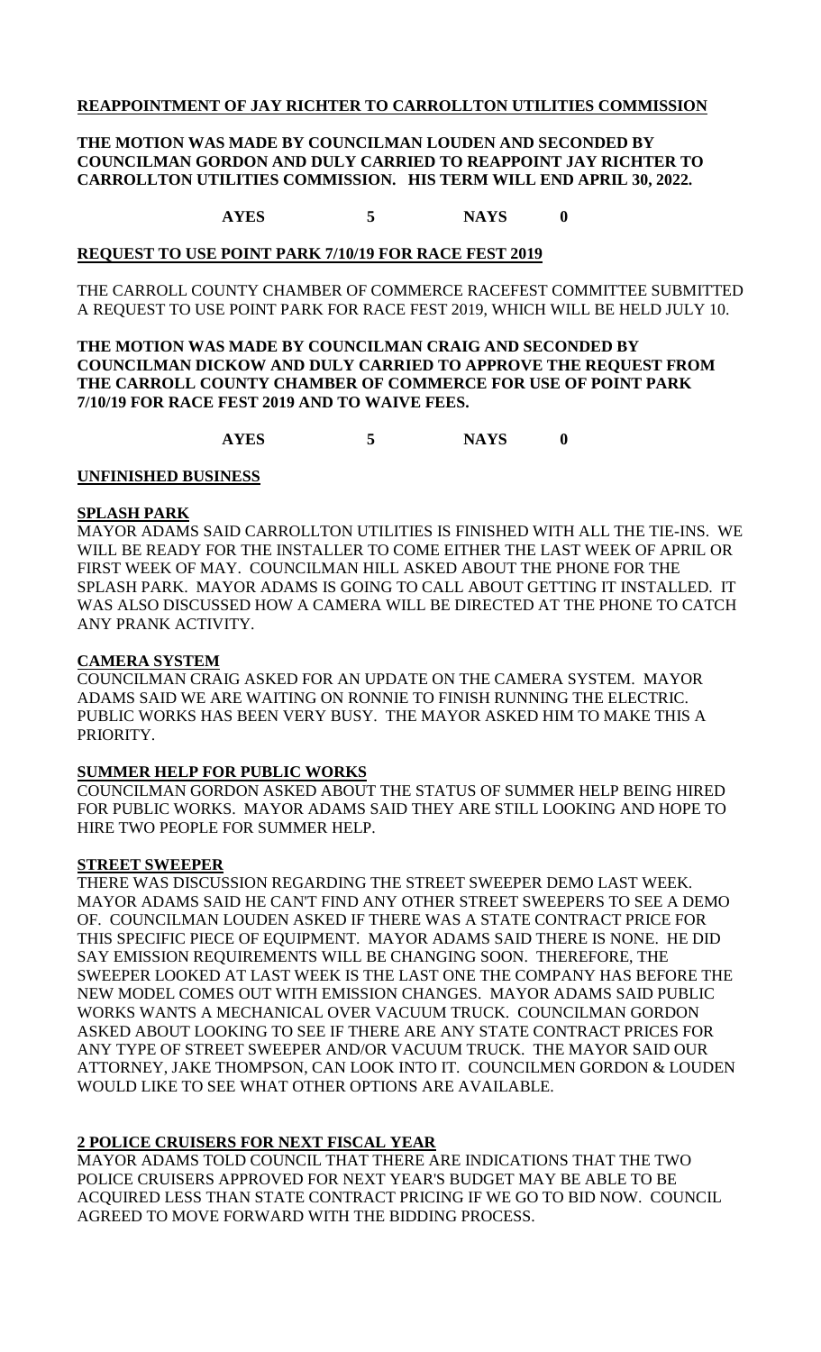**REAPPOINTMENT OF JAY RICHTER TO CARROLLTON UTILITIES COMMISSION**

**THE MOTION WAS MADE BY COUNCILMAN LOUDEN AND SECONDED BY COUNCILMAN GORDON AND DULY CARRIED TO REAPPOINT JAY RICHTER TO CARROLLTON UTILITIES COMMISSION. HIS TERM WILL END APRIL 30, 2022.**

**AYES 5 NAYS 0**

**REQUEST TO USE POINT PARK 7/10/19 FOR RACE FEST 2019**

THE CARROLL COUNTY CHAMBER OF COMMERCE RACEFEST COMMITTEE SUBMITTED A REQUEST TO USE POINT PARK FOR RACE FEST 2019, WHICH WILL BE HELD JULY 10.

**THE MOTION WAS MADE BY COUNCILMAN CRAIG AND SECONDED BY COUNCILMAN DICKOW AND DULY CARRIED TO APPROVE THE REQUEST FROM THE CARROLL COUNTY CHAMBER OF COMMERCE FOR USE OF POINT PARK 7/10/19 FOR RACE FEST 2019 AND TO WAIVE FEES.**

**AYES 5 NAYS 0**

**UNFINISHED BUSINESS**

**SPLASH PARK**

MAYOR ADAMS SAID CARROLLTON UTILITIES IS FINISHED WITH ALL THE TIE-INS. WE WILL BE READY FOR THE INSTALLER TO COME EITHER THE LAST WEEK OF APRIL OR FIRST WEEK OF MAY. COUNCILMAN HILL ASKED ABOUT THE PHONE FOR THE SPLASH PARK. MAYOR ADAMS IS GOING TO CALL ABOUT GETTING IT INSTALLED. IT WAS ALSO DISCUSSED HOW A CAMERA WILL BE DIRECTED AT THE PHONE TO CATCH ANY PRANK ACTIVITY.

**CAMERA SYSTEM**

COUNCILMAN CRAIG ASKED FOR AN UPDATE ON THE CAMERA SYSTEM. MAYOR ADAMS SAID WE ARE WAITING ON RONNIE TO FINISH RUNNING THE ELECTRIC. PUBLIC WORKS HAS BEEN VERY BUSY. THE MAYOR ASKED HIM TO MAKE THIS A PRIORITY.

**SUMMER HELP FOR PUBLIC WORKS**

COUNCILMAN GORDON ASKED ABOUT THE STATUS OF SUMMER HELP BEING HIRED FOR PUBLIC WORKS. MAYOR ADAMS SAID THEY ARE STILL LOOKING AND HOPE TO HIRE TWO PEOPLE FOR SUMMER HELP.

**STREET SWEEPER**

THERE WAS DISCUSSION REGARDING THE STREET SWEEPER DEMO LAST WEEK. MAYOR ADAMS SAID HE CAN'T FIND ANY OTHER STREET SWEEPERS TO SEE A DEMO OF. COUNCILMAN LOUDEN ASKED IF THERE WAS A STATE CONTRACT PRICE FOR THIS SPECIFIC PIECE OF EQUIPMENT. MAYOR ADAMS SAID THERE IS NONE. HE DID SAY EMISSION REQUIREMENTS WILL BE CHANGING SOON. THEREFORE, THE SWEEPER LOOKED AT LAST WEEK IS THE LAST ONE THE COMPANY HAS BEFORE THE NEW MODEL COMES OUT WITH EMISSION CHANGES. MAYOR ADAMS SAID PUBLIC WORKS WANTS A MECHANICAL OVER VACUUM TRUCK. COUNCILMAN GORDON ASKED ABOUT LOOKING TO SEE IF THERE ARE ANY STATE CONTRACT PRICES FOR ANY TYPE OF STREET SWEEPER AND/OR VACUUM TRUCK. THE MAYOR SAID OUR ATTORNEY, JAKE THOMPSON, CAN LOOK INTO IT. COUNCILMEN GORDON & LOUDEN WOULD LIKE TO SEE WHAT OTHER OPTIONS ARE AVAILABLE.

**2 POLICE CRUISERS FOR NEXT FISCAL YEAR**

MAYOR ADAMS TOLD COUNCIL THAT THERE ARE INDICATIONS THAT THE TWO POLICE CRUISERS APPROVED FOR NEXT YEAR'S BUDGET MAY BE ABLE TO BE ACQUIRED LESS THAN STATE CONTRACT PRICING IF WE GO TO BID NOW. COUNCIL AGREED TO MOVE FORWARD WITH THE BIDDING PROCESS.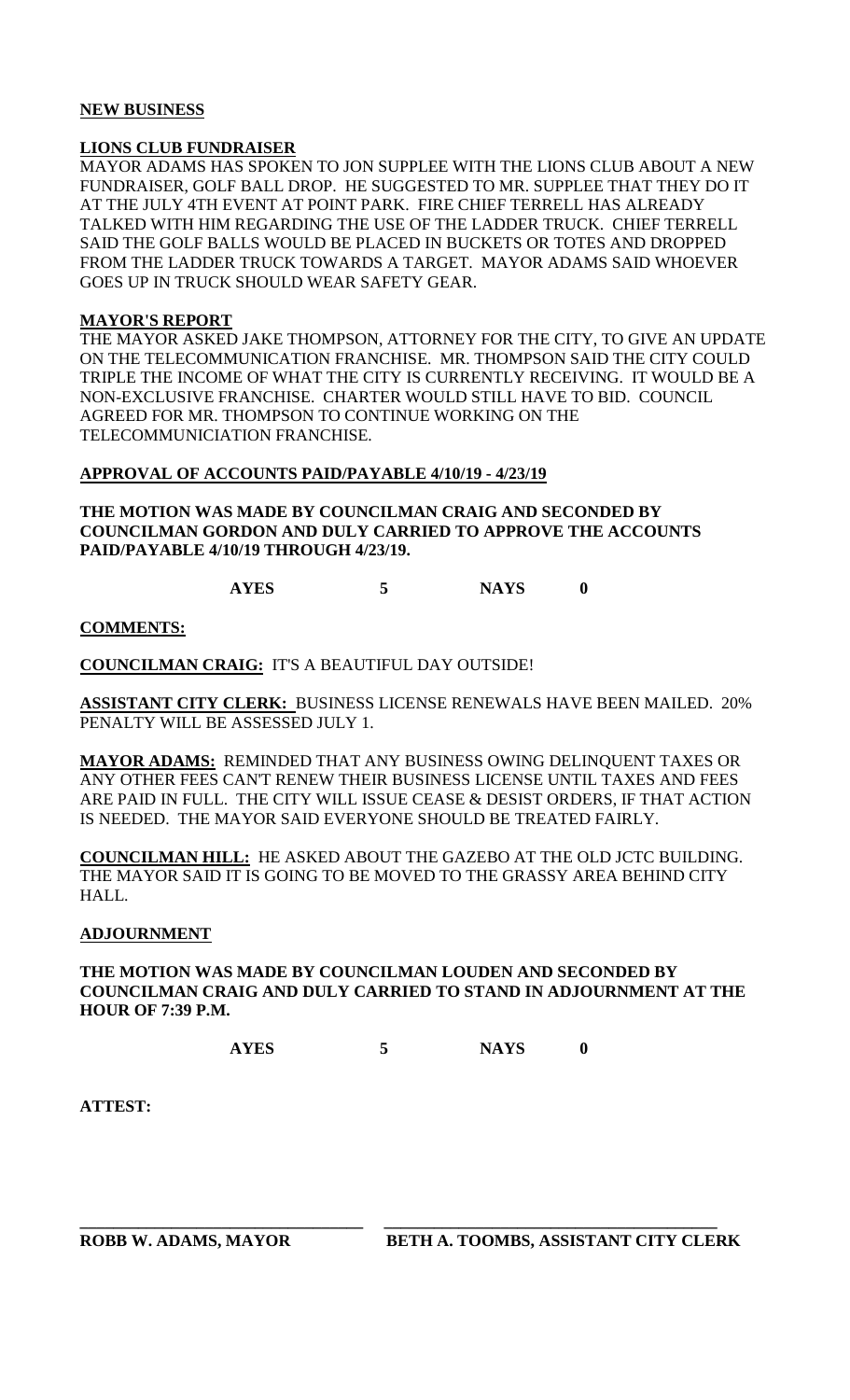**NEW BUSINESS**

**LIONS CLUB FUNDRAISER**

MAYOR ADAMS HAS SPOKEN TO JON SUPPLEE WITH THE LIONS CLUB ABOUT A NEW FUNDRAISER, GOLF BALL DROP. HE SUGGESTED TO MR. SUPPLEE THAT THEY DO IT AT THE JULY 4TH EVENT AT POINT PARK. FIRE CHIEF TERRELL HAS ALREADY TALKED WITH HIM REGARDING THE USE OF THE LADDER TRUCK. CHIEF TERRELL SAID THE GOLF BALLS WOULD BE PLACED IN BUCKETS OR TOTES AND DROPPED FROM THE LADDER TRUCK TOWARDS A TARGET. MAYOR ADAMS SAID WHOEVER GOES UP IN TRUCK SHOULD WEAR SAFETY GEAR.

**MAYOR'S REPORT**

THE MAYOR ASKED JAKE THOMPSON, ATTORNEY FOR THE CITY, TO GIVE AN UPDATE ON THE TELECOMMUNICATION FRANCHISE. MR. THOMPSON SAID THE CITY COULD TRIPLE THE INCOME OF WHAT THE CITY IS CURRENTLY RECEIVING. IT WOULD BE A NON-EXCLUSIVE FRANCHISE. CHARTER WOULD STILL HAVE TO BID. COUNCIL AGREED FOR MR. THOMPSON TO CONTINUE WORKING ON THE TELECOMMUNICIATION FRANCHISE.

**APPROVAL OF ACCOUNTS PAID/PAYABLE 4/10/19 - 4/23/19**

**THE MOTION WAS MADE BY COUNCILMAN CRAIG AND SECONDED BY COUNCILMAN GORDON AND DULY CARRIED TO APPROVE THE ACCOUNTS PAID/PAYABLE 4/10/19 THROUGH 4/23/19.**

**AYES 5 NAYS 0**

**COMMENTS:**

**COUNCILMAN CRAIG:** IT'S A BEAUTIFUL DAY OUTSIDE!

**ASSISTANT CITY CLERK:** BUSINESS LICENSE RENEWALS HAVE BEEN MAILED. 20% PENALTY WILL BE ASSESSED JULY 1.

**MAYOR ADAMS:** REMINDED THAT ANY BUSINESS OWING DELINQUENT TAXES OR ANY OTHER FEES CAN'T RENEW THEIR BUSINESS LICENSE UNTIL TAXES AND FEES ARE PAID IN FULL. THE CITY WILL ISSUE CEASE & DESIST ORDERS, IF THAT ACTION IS NEEDED. THE MAYOR SAID EVERYONE SHOULD BE TREATED FAIRLY.

**COUNCILMAN HILL:** HE ASKED ABOUT THE GAZEBO AT THE OLD JCTC BUILDING. THE MAYOR SAID IT IS GOING TO BE MOVED TO THE GRASSY AREA BEHIND CITY HALL.

**ADJOURNMENT**

**THE MOTION WAS MADE BY COUNCILMAN LOUDEN AND SECONDED BY COUNCILMAN CRAIG AND DULY CARRIED TO STAND IN ADJOURNMENT AT THE HOUR OF 7:39 P.M.**

**AYES 5 NAYS 0**

**ATTEST:**

\_\_\_\_\_\_\_\_\_\_\_\_\_\_\_\_\_\_\_\_\_\_\_\_\_\_\_\_\_\_\_\_ \_\_\_\_\_\_\_\_\_\_\_\_\_\_\_\_\_\_\_\_\_\_\_\_\_\_\_\_\_\_\_\_\_\_\_\_\_\_

**ROBB W. ADAMS, MAYOR BETH A. TOOMBS, ASSISTANT CITY CLERK**